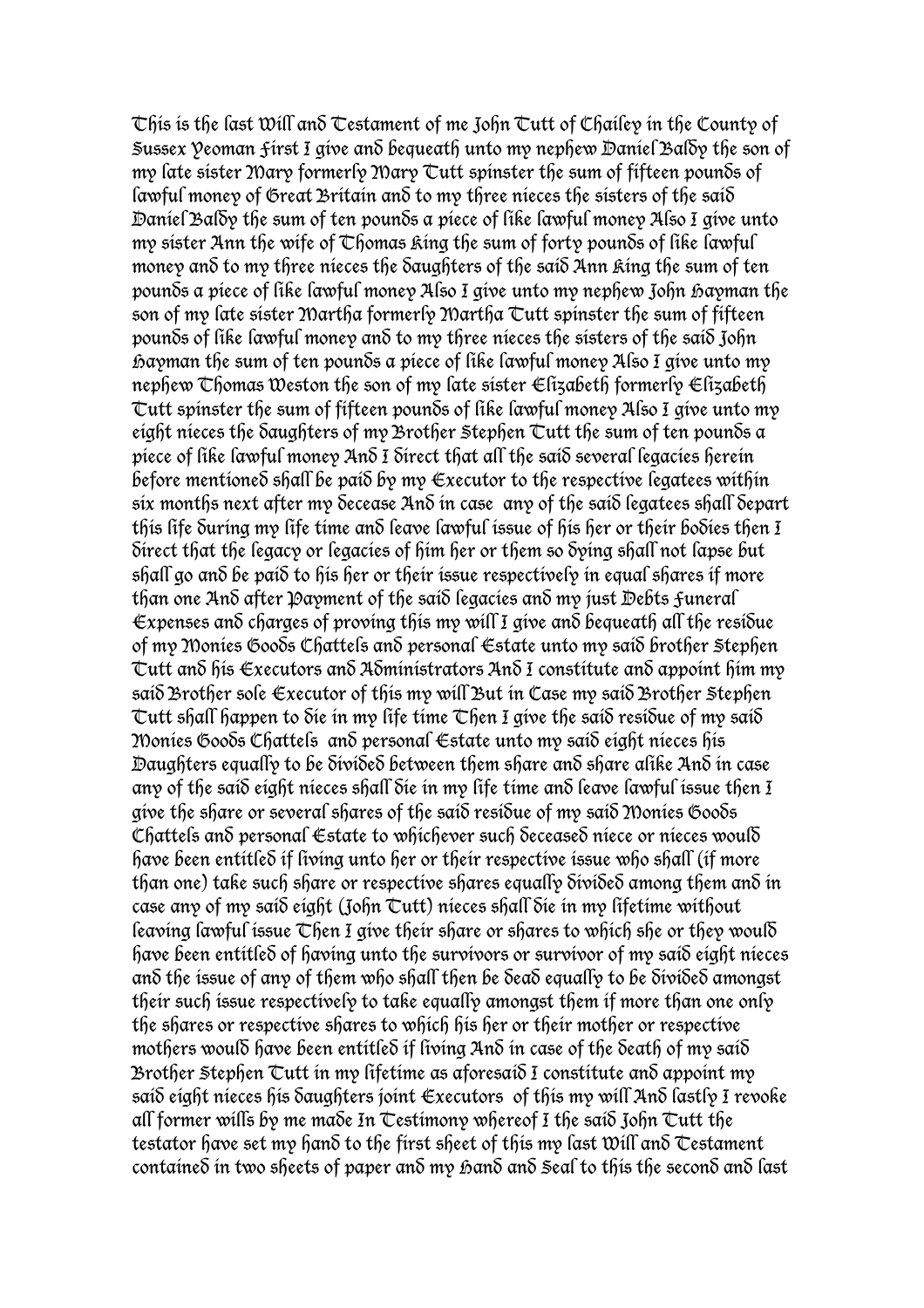This is the last Will and Testament of me John Tutt of Chailey in the County of Sussex Yeoman First I give and bequeath unto my nephew Daniel Baldy the son of my late sister Mary formerly Mary Tutt spinster the sum of fifteen pounds of lawful money of Great Britain and to my three nieces the sisters of the said Daniel Baldy the sum of ten pounds a piece of like lawful money Also I give unto my sister Ann the wife of Thomas King the sum of forty pounds of like lawful money and to my three nieces the daughters of the said Ann King the sum of ten pounds a piece of like lawful money Also I give unto my nephew John Hayman the son of my late sister Martha formerly Martha Tutt spinster the sum of fifteen pounds of like lawful money and to my three nieces the sisters of the said John Hayman the sum of ten pounds a piece of like lawful money Also I give unto my nephew Thomas Weston the son of my late sister Elizabeth formerly Elizabeth Tutt spinster the sum of fifteen pounds of like lawful money Also I give unto my eight nieces the daughters of my Brother Stephen Tutt the sum of ten pounds a piece of like lawful money And I direct that all the said several legacies herein before mentioned shall be paid by my Executor to the respective legatees within six months next after my decease And in case any of the said legatees shall depart this life during my life time and leave lawful issue of his her or their bodies then I direct that the legacy or legacies of him her or them so dying shall not lapse but shall go and be paid to his her or their issue respectively in equal shares if more than one And after Payment of the said legacies and my just Debts Funeral Expenses and charges of proving this my will I give and bequeath all the residue of my Monies Goods Chattels and personal Estate unto my said brother Stephen Tutt and his Executors and Administrators And I constitute and appoint him my said Brother sole Executor of this my will But in Case my said Brother Stephen Tutt shall happen to die in my life time Then I give the said residue of my said Monies Goods Chattels and personal Estate unto my said eight nieces his Daughters equally to be divided between them share and share alike And in case any of the said eight nieces shall die in my life time and leave lawful issue then I give the share or several shares of the said residue of my said Monies Goods Chattels and personal Estate to whichever such deceased niece or nieces would have been entitled if living unto her or their respective issue who shall (if more than one) take such share or respective shares equally divided among them and in case any of my said eight (John Tutt) nieces shall die in my lifetime without leaving lawful issue Then I give their share or shares to which she or they would have been entitled of having unto the survivors or survivor of my said eight nieces and the issue of any of them who shall then be dead equally to be divided amongst their such issue respectively to take equally amongst them if more than one only the shares or respective shares to which his her or their mother or respective mothers would have been entitled if living And in case of the death of my said Brother Stephen Tutt in my lifetime as aforesaid I constitute and appoint my said eight nieces his daughters joint Executors of this my will And lastly I revoke all former wills by me made In Testimony whereof I the said John Tutt the testator have set my hand to the first sheet of this my last Will and Testament contained in two sheets of paper and my Hand and Seal to this the second and last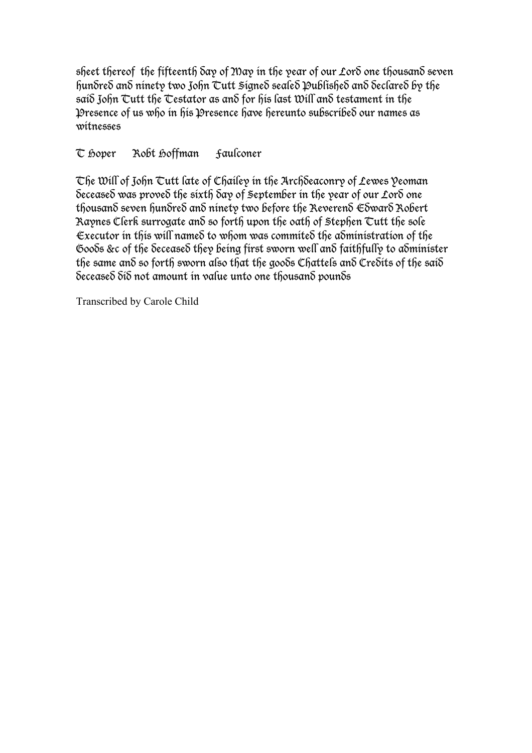sheet thereof the fifteenth day of May in the year of our Lord one thousand seven hundred and ninety two John Tutt Signed sealed Published and declared by the said John Tutt the Testator as and for his last Will and testament in the Presence of us who in his Presence have hereunto subscribed our names as witnesses

T Hoper Robt Hoffman Faulconer

The Will of John Tutt late of Chailey in the Archdeaconry of Lewes Yeoman deceased was proved the sixth day of September in the year of our Lord one thousand seven hundred and ninety two before the Reverend Edward Robert Raynes Clerk surrogate and so forth upon the oath of Stephen Tutt the sole Executor in this will named to whom was commited the administration of the Goods &c of the deceased they being first sworn well and faithfully to administer the same and so forth sworn also that the goods Chattels and Credits of the said deceased did not amount in value unto one thousand pounds

Transcribed by Carole Child